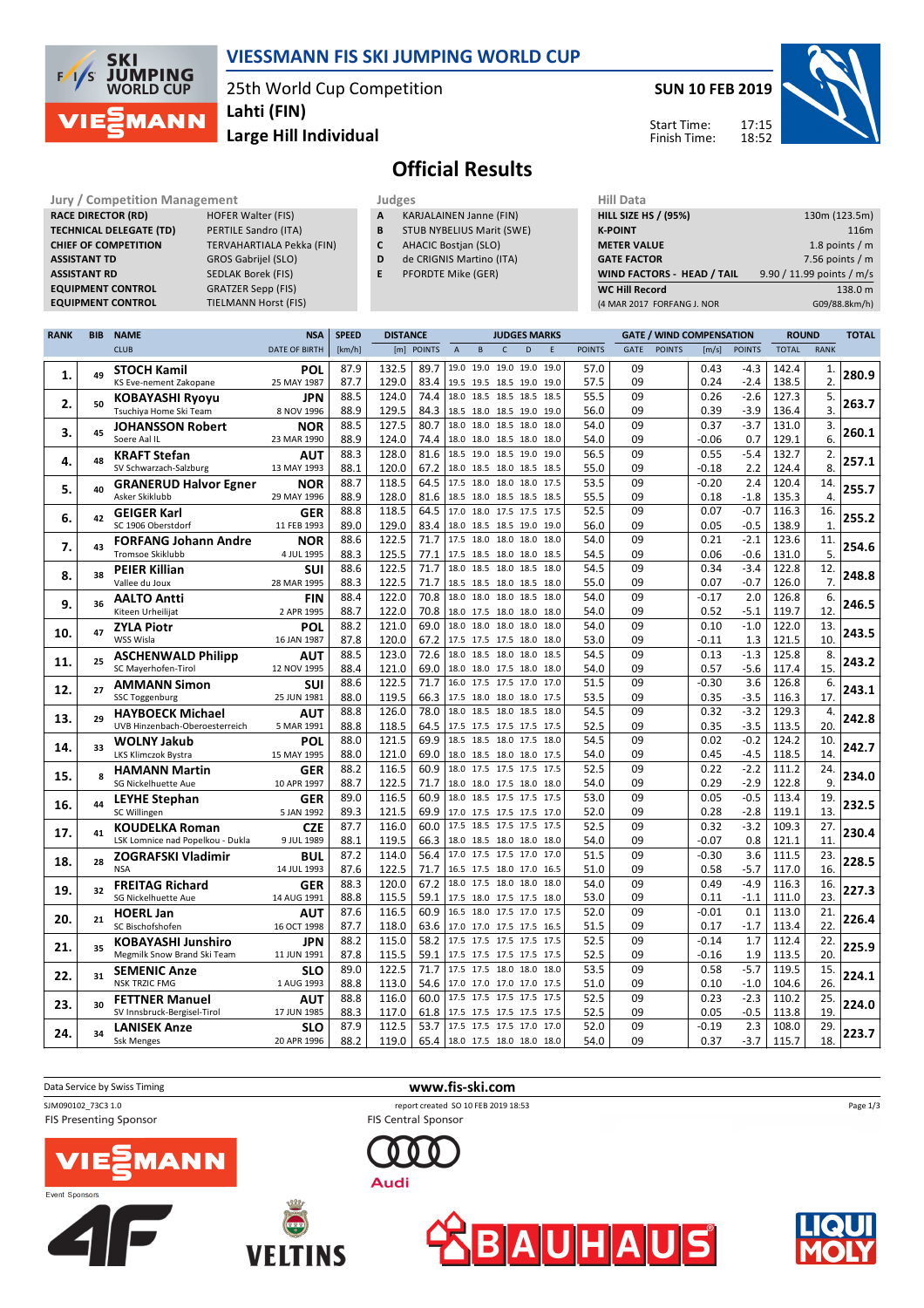# VIESSMANN FIS SKI JUMPING WORLD CUP

25th World Cup Competition
**Lahti (FIN)**
**Large Hill Individual**

**SUN 10 FEB 2019**

Start Time: 17:15
Finish Time: 18:52

## Official Results

| Jury / Competition Management | |
|---|---|
| RACE DIRECTOR (RD) | HOFER Walter (FIS) |
| TECHNICAL DELEGATE (TD) | PERTILE Sandro (ITA) |
| CHIEF OF COMPETITION | TERVAHARTIALA Pekka (FIN) |
| ASSISTANT TD | GROS Gabrijel (SLO) |
| ASSISTANT RD | SEDLAK Borek (FIS) |
| EQUIPMENT CONTROL | GRATZER Sepp (FIS) |
| EQUIPMENT CONTROL | TIELMANN Horst (FIS) |

| Judges | |
|---|---|
| A | KARJALAINEN Janne (FIN) |
| B | STUB NYBELIUS Marit (SWE) |
| C | AHACIC Bostjan (SLO) |
| D | de CRIGNIS Martino (ITA) |
| E | PFORDTE Mike (GER) |

| Hill Data | |
|---|---|
| HILL SIZE HS / (95%) | 130m (123.5m) |
| K-POINT | 116m |
| METER VALUE | 1.8 points / m |
| GATE FACTOR | 7.56 points / m |
| WIND FACTORS - HEAD / TAIL | 9.90 / 11.99 points / m/s |
| WC Hill Record | 138.0 m |
| (4 MAR 2017 FORFANG J. NOR | G09/88.8km/h) |

| RANK | BIB | NAME / CLUB | NSA / DATE OF BIRTH | SPEED [km/h] | DISTANCE [m] | DISTANCE POINTS | A | B | C | D | E | JUDGES POINTS | GATE | GATE POINTS | WIND [m/s] | WIND POINTS | ROUND TOTAL | ROUND RANK | TOTAL |
|---|---|---|---|---|---|---|---|---|---|---|---|---|---|---|---|---|---|---|---|
| 1. | 49 | **STOCH Kamil** | POL | 87.9 | 132.5 | 89.7 | 19.0 | 19.0 | 19.0 | 19.0 | 19.0 | 57.0 | 09 | | 0.43 | -4.3 | 142.4 | 1. | 280.9 |
| | | KS Eve-nement Zakopane | 25 MAY 1987 | 87.7 | 129.0 | 83.4 | 19.5 | 19.5 | 18.5 | 19.0 | 19.0 | 57.5 | 09 | | 0.24 | -2.4 | 138.5 | 2. | |
| 2. | 50 | **KOBAYASHI Ryoyu** | JPN | 88.5 | 124.0 | 74.4 | 18.0 | 18.5 | 18.5 | 18.5 | 18.5 | 55.5 | 09 | | 0.26 | -2.6 | 127.3 | 5. | 263.7 |
| | | Tsuchiya Home Ski Team | 8 NOV 1996 | 88.9 | 129.5 | 84.3 | 18.5 | 18.0 | 18.5 | 19.0 | 19.0 | 56.0 | 09 | | 0.39 | -3.9 | 136.4 | 3. | |
| 3. | 45 | **JOHANSSON Robert** | NOR | 88.5 | 127.5 | 80.7 | 18.0 | 18.0 | 18.5 | 18.0 | 18.0 | 54.0 | 09 | | 0.37 | -3.7 | 131.0 | 3. | 260.1 |
| | | Soere Aal IL | 23 MAR 1990 | 88.9 | 124.0 | 74.4 | 18.0 | 18.0 | 18.5 | 18.0 | 18.0 | 54.0 | 09 | | -0.06 | 0.7 | 129.1 | 6. | |
| 4. | 48 | **KRAFT Stefan** | AUT | 88.3 | 128.0 | 81.6 | 18.5 | 19.0 | 18.5 | 19.0 | 19.0 | 56.5 | 09 | | 0.55 | -5.4 | 132.7 | 2. | 257.1 |
| | | SV Schwarzach-Salzburg | 13 MAY 1993 | 88.1 | 120.0 | 67.2 | 18.0 | 18.5 | 18.0 | 18.5 | 18.5 | 55.0 | 09 | | -0.18 | 2.2 | 124.4 | 8. | |
| 5. | 40 | **GRANERUD Halvor Egner** | NOR | 88.7 | 118.5 | 64.5 | 17.5 | 18.0 | 18.0 | 18.0 | 17.5 | 53.5 | 09 | | -0.20 | 2.4 | 120.4 | 14. | 255.7 |
| | | Asker Skiklubb | 29 MAY 1996 | 88.9 | 128.0 | 81.6 | 18.5 | 18.0 | 18.5 | 18.5 | 18.5 | 55.5 | 09 | | 0.18 | -1.8 | 135.3 | 4. | |
| 6. | 42 | **GEIGER Karl** | GER | 88.8 | 118.5 | 64.5 | 17.0 | 18.0 | 17.5 | 17.5 | 17.5 | 52.5 | 09 | | 0.07 | -0.7 | 116.3 | 16. | 255.2 |
| | | SC 1906 Oberstdorf | 11 FEB 1993 | 89.0 | 129.0 | 83.4 | 18.0 | 18.5 | 18.5 | 19.0 | 19.0 | 56.0 | 09 | | 0.05 | -0.5 | 138.9 | 1. | |
| 7. | 43 | **FORFANG Johann Andre** | NOR | 88.6 | 122.5 | 71.7 | 17.5 | 18.0 | 18.0 | 18.0 | 18.0 | 54.0 | 09 | | 0.21 | -2.1 | 123.6 | 11. | 254.6 |
| | | Tromsoe Skiklubb | 4 JUL 1995 | 88.3 | 125.5 | 77.1 | 17.5 | 18.5 | 18.0 | 18.0 | 18.5 | 54.5 | 09 | | 0.06 | -0.6 | 131.0 | 5. | |
| 8. | 38 | **PEIER Killian** | SUI | 88.6 | 122.5 | 71.7 | 18.0 | 18.5 | 18.0 | 18.5 | 18.0 | 54.5 | 09 | | 0.34 | -3.4 | 122.8 | 12. | 248.8 |
| | | Vallee du Joux | 28 MAR 1995 | 88.3 | 122.5 | 71.7 | 18.5 | 18.5 | 18.0 | 18.5 | 18.0 | 55.0 | 09 | | 0.07 | -0.7 | 126.0 | 7. | |
| 9. | 36 | **AALTO Antti** | FIN | 88.4 | 122.0 | 70.8 | 18.0 | 18.0 | 18.0 | 18.5 | 18.0 | 54.0 | 09 | | -0.17 | 2.0 | 126.8 | 6. | 246.5 |
| | | Kiteen Urheilijat | 2 APR 1995 | 88.7 | 122.0 | 70.8 | 18.0 | 17.5 | 18.0 | 18.0 | 18.0 | 54.0 | 09 | | 0.52 | -5.1 | 119.7 | 12. | |
| 10. | 47 | **ZYLA Piotr** | POL | 88.2 | 121.0 | 69.0 | 18.0 | 18.0 | 18.0 | 18.0 | 18.0 | 54.0 | 09 | | 0.10 | -1.0 | 122.0 | 13. | 243.5 |
| | | WSS Wisla | 16 JAN 1987 | 87.8 | 120.0 | 67.2 | 17.5 | 17.5 | 17.5 | 18.0 | 18.0 | 53.0 | 09 | | -0.11 | 1.3 | 121.5 | 10. | |
| 11. | 25 | **ASCHENWALD Philipp** | AUT | 88.5 | 123.0 | 72.6 | 18.0 | 18.5 | 18.0 | 18.0 | 18.5 | 54.5 | 09 | | 0.13 | -1.3 | 125.8 | 8. | 243.2 |
| | | SC Mayerhofen-Tirol | 12 NOV 1995 | 88.4 | 121.0 | 69.0 | 18.0 | 18.0 | 18.0 | 18.0 | 18.0 | 54.0 | 09 | | 0.57 | -5.6 | 117.4 | 15. | |
| 12. | 27 | **AMMANN Simon** | SUI | 88.6 | 122.5 | 71.7 | 16.0 | 17.5 | 17.5 | 17.0 | 17.0 | 51.5 | 09 | | -0.30 | 3.6 | 126.8 | 6. | 243.1 |
| | | SSC Toggenburg | 25 JUN 1981 | 88.0 | 119.5 | 66.3 | 17.5 | 18.0 | 18.0 | 18.0 | 17.5 | 53.5 | 09 | | 0.35 | -3.5 | 116.3 | 17. | |
| 13. | 29 | **HAYBOECK Michael** | AUT | 88.8 | 126.0 | 78.0 | 18.0 | 18.5 | 18.0 | 18.5 | 18.0 | 54.5 | 09 | | 0.32 | -3.2 | 129.3 | 4. | 242.8 |
| | | UVB Hinzenbach-Oberoesterreich | 5 MAR 1991 | 88.8 | 118.5 | 64.5 | 17.5 | 17.5 | 17.5 | 17.5 | 17.5 | 52.5 | 09 | | 0.35 | -3.5 | 113.5 | 20. | |
| 14. | 33 | **WOLNY Jakub** | POL | 88.0 | 121.5 | 69.9 | 18.5 | 18.5 | 18.0 | 17.5 | 18.0 | 54.5 | 09 | | 0.02 | -0.2 | 124.2 | 10. | 242.7 |
| | | LKS Klimczok Bystra | 15 MAY 1995 | 88.0 | 121.0 | 69.0 | 18.0 | 18.5 | 18.0 | 18.0 | 17.5 | 54.0 | 09 | | 0.45 | -4.5 | 118.5 | 14. | |
| 15. | 8 | **HAMANN Martin** | GER | 88.2 | 116.5 | 60.9 | 18.0 | 17.5 | 17.5 | 17.5 | 17.5 | 52.5 | 09 | | 0.22 | -2.2 | 111.2 | 24. | 234.0 |
| | | SG Nickelhuette Aue | 10 APR 1997 | 88.7 | 122.5 | 71.7 | 18.0 | 18.0 | 17.5 | 18.0 | 18.0 | 54.0 | 09 | | 0.29 | -2.9 | 122.8 | 9. | |
| 16. | 44 | **LEYHE Stephan** | GER | 89.0 | 116.5 | 60.9 | 18.0 | 18.5 | 17.5 | 17.5 | 17.5 | 53.0 | 09 | | 0.05 | -0.5 | 113.4 | 19. | 232.5 |
| | | SC Willingen | 5 JAN 1992 | 89.3 | 121.5 | 69.9 | 17.0 | 17.5 | 17.5 | 17.5 | 17.0 | 52.0 | 09 | | 0.28 | -2.8 | 119.1 | 13. | |
| 17. | 41 | **KOUDELKA Roman** | CZE | 87.7 | 116.0 | 60.0 | 17.5 | 18.5 | 17.5 | 17.5 | 17.5 | 52.5 | 09 | | 0.32 | -3.2 | 109.3 | 27. | 230.4 |
| | | LSK Lomnice nad Popelkou - Dukla | 9 JUL 1989 | 88.1 | 119.5 | 66.3 | 18.0 | 18.5 | 18.0 | 18.0 | 18.0 | 54.0 | 09 | | -0.07 | 0.8 | 121.1 | 11. | |
| 18. | 28 | **ZOGRAFSKI Vladimir** | BUL | 87.2 | 114.0 | 56.4 | 17.0 | 17.5 | 17.5 | 17.0 | 17.0 | 51.5 | 09 | | -0.30 | 3.6 | 111.5 | 23. | 228.5 |
| | | NSA | 14 JUL 1993 | 87.6 | 122.5 | 71.7 | 16.5 | 17.5 | 18.0 | 17.0 | 16.5 | 51.0 | 09 | | 0.58 | -5.7 | 117.0 | 16. | |
| 19. | 32 | **FREITAG Richard** | GER | 88.3 | 120.0 | 67.2 | 18.0 | 17.5 | 18.0 | 18.0 | 18.0 | 54.0 | 09 | | 0.49 | -4.9 | 116.3 | 16. | 227.3 |
| | | SG Nickelhuette Aue | 14 AUG 1991 | 88.8 | 115.5 | 59.1 | 17.5 | 18.0 | 17.5 | 17.5 | 18.0 | 53.0 | 09 | | 0.11 | -1.1 | 111.0 | 23. | |
| 20. | 21 | **HOERL Jan** | AUT | 87.6 | 116.5 | 60.9 | 16.5 | 18.0 | 17.5 | 17.0 | 17.5 | 52.0 | 09 | | -0.01 | 0.1 | 113.0 | 21. | 226.4 |
| | | SC Bischofshofen | 16 OCT 1998 | 87.7 | 118.0 | 63.6 | 17.0 | 17.0 | 17.5 | 17.5 | 16.5 | 51.5 | 09 | | 0.17 | -1.7 | 113.4 | 22. | |
| 21. | 35 | **KOBAYASHI Junshiro** | JPN | 88.2 | 115.0 | 58.2 | 17.5 | 17.5 | 17.5 | 17.5 | 17.5 | 52.5 | 09 | | -0.14 | 1.7 | 112.4 | 22. | 225.9 |
| | | Megmilk Snow Brand Ski Team | 11 JUN 1991 | 87.8 | 115.5 | 59.1 | 17.5 | 17.5 | 17.5 | 17.5 | 17.5 | 52.5 | 09 | | -0.16 | 1.9 | 113.5 | 20. | |
| 22. | 31 | **SEMENIC Anze** | SLO | 89.0 | 122.5 | 71.7 | 17.5 | 17.5 | 18.0 | 18.0 | 18.0 | 53.5 | 09 | | 0.58 | -5.7 | 119.5 | 15. | 224.1 |
| | | NSK TRZIC FMG | 1 AUG 1993 | 88.8 | 113.0 | 54.6 | 17.0 | 17.0 | 17.0 | 17.0 | 17.5 | 51.0 | 09 | | 0.10 | -1.0 | 104.6 | 26. | |
| 23. | 30 | **FETTNER Manuel** | AUT | 88.8 | 116.0 | 60.0 | 17.5 | 17.5 | 17.5 | 17.5 | 17.5 | 52.5 | 09 | | 0.23 | -2.3 | 110.2 | 25. | 224.0 |
| | | SV Innsbruck-Bergisel-Tirol | 17 JUN 1985 | 88.3 | 117.0 | 61.8 | 17.5 | 17.5 | 17.5 | 17.5 | 17.5 | 52.5 | 09 | | 0.05 | -0.5 | 113.8 | 19. | |
| 24. | 34 | **LANISEK Anze** | SLO | 87.9 | 112.5 | 53.7 | 17.5 | 17.5 | 17.5 | 17.0 | 17.0 | 52.0 | 09 | | -0.19 | 2.3 | 108.0 | 29. | 223.7 |
| | | Ssk Menges | 20 APR 1996 | 88.2 | 119.0 | 65.4 | 18.0 | 17.5 | 18.0 | 18.0 | 18.0 | 54.0 | 09 | | 0.37 | -3.7 | 115.7 | 18. | |

Data Service by Swiss Timing — www.fis-ski.com

SJM090102_73C3 1.0 — report created SO 10 FEB 2019 18:53

FIS Presenting Sponsor — FIS Central Sponsor — Event Sponsors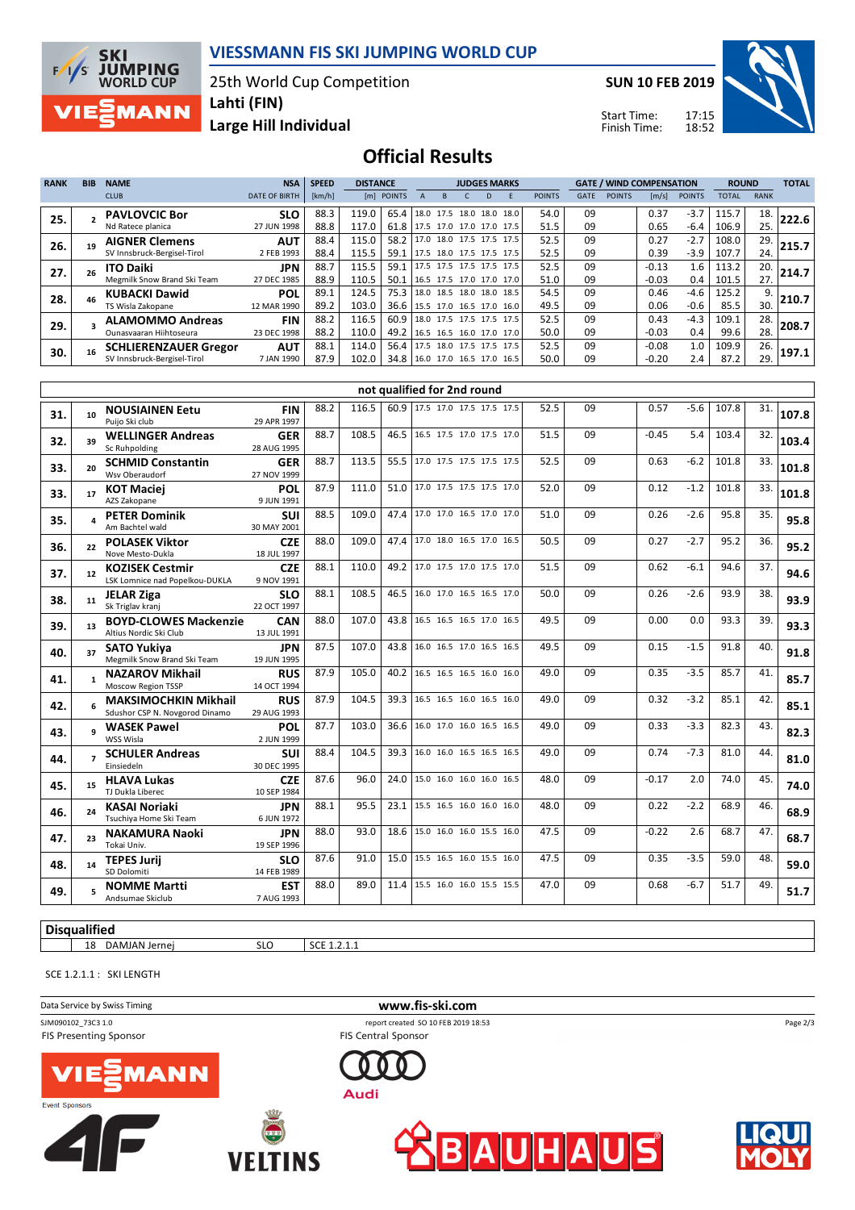# VIESSMANN FIS SKI JUMPING WORLD CUP

25th World Cup Competition
**Lahti (FIN)**
**Large Hill Individual**

**SUN 10 FEB 2019**

Start Time: 17:15
Finish Time: 18:52

## Official Results

| RANK | BIB | NAME / CLUB | NSA / DATE OF BIRTH | SPEED [km/h] | DISTANCE [m] | DISTANCE POINTS | A | B | C | D | E | JUDGES POINTS | GATE | GATE POINTS | WIND [m/s] | WIND POINTS | ROUND TOTAL | ROUND RANK | TOTAL |
|---|---|---|---|---|---|---|---|---|---|---|---|---|---|---|---|---|---|---|---|
| 25. | 2 | **PAVLOVCIC Bor** Nd Ratece planica | **SLO** 27 JUN 1998 | 88.3 | 119.0 | 65.4 | 18.0 | 17.5 | 18.0 | 18.0 | 18.0 | 54.0 | 09 | | 0.37 | -3.7 | 115.7 | 18. | 222.6 |
| | | | | 88.8 | 117.0 | 61.8 | 17.5 | 17.0 | 17.0 | 17.0 | 17.5 | 51.5 | 09 | | 0.65 | -6.4 | 106.9 | 25. | |
| 26. | 19 | **AIGNER Clemens** SV Innsbruck-Bergisel-Tirol | **AUT** 2 FEB 1993 | 88.4 | 115.0 | 58.2 | 17.0 | 18.0 | 17.5 | 17.5 | 17.5 | 52.5 | 09 | | 0.27 | -2.7 | 108.0 | 29. | 215.7 |
| | | | | 88.4 | 115.5 | 59.1 | 17.5 | 18.0 | 17.5 | 17.5 | 17.5 | 52.5 | 09 | | 0.39 | -3.9 | 107.7 | 24. | |
| 27. | 26 | **ITO Daiki** Megmilk Snow Brand Ski Team | **JPN** 27 DEC 1985 | 88.7 | 115.5 | 59.1 | 17.5 | 17.5 | 17.5 | 17.5 | 17.5 | 52.5 | 09 | | -0.13 | 1.6 | 113.2 | 20. | 214.7 |
| | | | | 88.9 | 110.5 | 50.1 | 16.5 | 17.5 | 17.0 | 17.0 | 17.0 | 51.0 | 09 | | -0.03 | 0.4 | 101.5 | 27. | |
| 28. | 46 | **KUBACKI Dawid** TS Wisla Zakopane | **POL** 12 MAR 1990 | 89.1 | 124.5 | 75.3 | 18.0 | 18.5 | 18.0 | 18.0 | 18.5 | 54.5 | 09 | | 0.46 | -4.6 | 125.2 | 9. | 210.7 |
| | | | | 89.2 | 103.0 | 36.6 | 15.5 | 17.0 | 16.5 | 17.0 | 16.0 | 49.5 | 09 | | 0.06 | -0.6 | 85.5 | 30. | |
| 29. | 3 | **ALAMOMMO Andreas** Ounasvaaran Hiihtoseura | **FIN** 23 DEC 1998 | 88.2 | 116.5 | 60.9 | 18.0 | 17.5 | 17.5 | 17.5 | 17.5 | 52.5 | 09 | | 0.43 | -4.3 | 109.1 | 28. | 208.7 |
| | | | | 88.2 | 110.0 | 49.2 | 16.5 | 16.5 | 16.0 | 17.0 | 17.0 | 50.0 | 09 | | -0.03 | 0.4 | 99.6 | 28. | |
| 30. | 16 | **SCHLIERENZAUER Gregor** SV Innsbruck-Bergisel-Tirol | **AUT** 7 JAN 1990 | 88.1 | 114.0 | 56.4 | 17.5 | 18.0 | 17.5 | 17.5 | 17.5 | 52.5 | 09 | | -0.08 | 1.0 | 109.9 | 26. | 197.1 |
| | | | | 87.9 | 102.0 | 34.8 | 16.0 | 17.0 | 16.5 | 17.0 | 16.5 | 50.0 | 09 | | -0.20 | 2.4 | 87.2 | 29. | |

### not qualified for 2nd round

| RANK | BIB | NAME / CLUB | NSA / DATE OF BIRTH | SPEED [km/h] | DISTANCE [m] | DISTANCE POINTS | A | B | C | D | E | JUDGES POINTS | GATE | GATE POINTS | WIND [m/s] | WIND POINTS | ROUND TOTAL | ROUND RANK | TOTAL |
|---|---|---|---|---|---|---|---|---|---|---|---|---|---|---|---|---|---|---|---|
| 31. | 10 | **NOUSIAINEN Eetu** Puijo Ski club | **FIN** 29 APR 1997 | 88.2 | 116.5 | 60.9 | 17.5 | 17.0 | 17.5 | 17.5 | 17.5 | 52.5 | 09 | | 0.57 | -5.6 | 107.8 | 31. | 107.8 |
| 32. | 39 | **WELLINGER Andreas** Sc Ruhpolding | **GER** 28 AUG 1995 | 88.7 | 108.5 | 46.5 | 16.5 | 17.5 | 17.0 | 17.5 | 17.0 | 51.5 | 09 | | -0.45 | 5.4 | 103.4 | 32. | 103.4 |
| 33. | 20 | **SCHMID Constantin** Wsv Oberaudorf | **GER** 27 NOV 1999 | 88.7 | 113.5 | 55.5 | 17.0 | 17.5 | 17.5 | 17.5 | 17.5 | 52.5 | 09 | | 0.63 | -6.2 | 101.8 | 33. | 101.8 |
| 33. | 17 | **KOT Maciej** AZS Zakopane | **POL** 9 JUN 1991 | 87.9 | 111.0 | 51.0 | 17.0 | 17.5 | 17.5 | 17.5 | 17.0 | 52.0 | 09 | | 0.12 | -1.2 | 101.8 | 33. | 101.8 |
| 35. | 4 | **PETER Dominik** Am Bachtel wald | **SUI** 30 MAY 2001 | 88.5 | 109.0 | 47.4 | 17.0 | 17.0 | 16.5 | 17.0 | 17.0 | 51.0 | 09 | | 0.26 | -2.6 | 95.8 | 35. | 95.8 |
| 36. | 22 | **POLASEK Viktor** Nove Mesto-Dukla | **CZE** 18 JUL 1997 | 88.0 | 109.0 | 47.4 | 17.0 | 18.0 | 16.5 | 17.0 | 16.5 | 50.5 | 09 | | 0.27 | -2.7 | 95.2 | 36. | 95.2 |
| 37. | 12 | **KOZISEK Cestmir** LSK Lomnice nad Popelkou-DUKLA | **CZE** 9 NOV 1991 | 88.1 | 110.0 | 49.2 | 17.0 | 17.5 | 17.0 | 17.5 | 17.0 | 51.5 | 09 | | 0.62 | -6.1 | 94.6 | 37. | 94.6 |
| 38. | 11 | **JELAR Ziga** Sk Triglav kranj | **SLO** 22 OCT 1997 | 88.1 | 108.5 | 46.5 | 16.0 | 17.0 | 16.5 | 16.5 | 17.0 | 50.0 | 09 | | 0.26 | -2.6 | 93.9 | 38. | 93.9 |
| 39. | 13 | **BOYD-CLOWES Mackenzie** Altius Nordic Ski Club | **CAN** 13 JUL 1991 | 88.0 | 107.0 | 43.8 | 16.5 | 16.5 | 16.5 | 17.0 | 16.5 | 49.5 | 09 | | 0.00 | 0.0 | 93.3 | 39. | 93.3 |
| 40. | 37 | **SATO Yukiya** Megmilk Snow Brand Ski Team | **JPN** 19 JUN 1995 | 87.5 | 107.0 | 43.8 | 16.0 | 16.5 | 17.0 | 16.5 | 16.5 | 49.5 | 09 | | 0.15 | -1.5 | 91.8 | 40. | 91.8 |
| 41. | 1 | **NAZAROV Mikhail** Moscow Region TSSP | **RUS** 14 OCT 1994 | 87.9 | 105.0 | 40.2 | 16.5 | 16.5 | 16.5 | 16.0 | 16.0 | 49.0 | 09 | | 0.35 | -3.5 | 85.7 | 41. | 85.7 |
| 42. | 6 | **MAKSIMOCHKIN Mikhail** Sdushor CSP N. Novgorod Dinamo | **RUS** 29 AUG 1993 | 87.9 | 104.5 | 39.3 | 16.5 | 16.5 | 16.0 | 16.5 | 16.0 | 49.0 | 09 | | 0.32 | -3.2 | 85.1 | 42. | 85.1 |
| 43. | 9 | **WASEK Pawel** WSS Wisla | **POL** 2 JUN 1999 | 87.7 | 103.0 | 36.6 | 16.0 | 17.0 | 16.0 | 16.5 | 16.5 | 49.0 | 09 | | 0.33 | -3.3 | 82.3 | 43. | 82.3 |
| 44. | 7 | **SCHULER Andreas** Einsiedeln | **SUI** 30 DEC 1995 | 88.4 | 104.5 | 39.3 | 16.0 | 16.0 | 16.5 | 16.5 | 16.5 | 49.0 | 09 | | 0.74 | -7.3 | 81.0 | 44. | 81.0 |
| 45. | 15 | **HLAVA Lukas** TJ Dukla Liberec | **CZE** 10 SEP 1984 | 87.6 | 96.0 | 24.0 | 15.0 | 16.0 | 16.0 | 16.0 | 16.5 | 48.0 | 09 | | -0.17 | 2.0 | 74.0 | 45. | 74.0 |
| 46. | 24 | **KASAI Noriaki** Tsuchiya Home Ski Team | **JPN** 6 JUN 1972 | 88.1 | 95.5 | 23.1 | 15.5 | 16.5 | 16.0 | 16.0 | 16.0 | 48.0 | 09 | | 0.22 | -2.2 | 68.9 | 46. | 68.9 |
| 47. | 23 | **NAKAMURA Naoki** Tokai Univ. | **JPN** 19 SEP 1996 | 88.0 | 93.0 | 18.6 | 15.0 | 16.0 | 16.0 | 15.5 | 16.0 | 47.5 | 09 | | -0.22 | 2.6 | 68.7 | 47. | 68.7 |
| 48. | 14 | **TEPES Jurij** SD Dolomiti | **SLO** 14 FEB 1989 | 87.6 | 91.0 | 15.0 | 15.5 | 16.5 | 16.0 | 15.5 | 16.0 | 47.5 | 09 | | 0.35 | -3.5 | 59.0 | 48. | 59.0 |
| 49. | 5 | **NOMME Martti** Andsumae Skiclub | **EST** 7 AUG 1993 | 88.0 | 89.0 | 11.4 | 15.5 | 16.0 | 16.0 | 15.5 | 15.5 | 47.0 | 09 | | 0.68 | -6.7 | 51.7 | 49. | 51.7 |

### Disqualified

| BIB | NAME | NSA | REASON |
|---|---|---|---|
| 18 | DAMJAN Jernej | SLO | SCE 1.2.1.1 |

SCE 1.2.1.1 : SKI LENGTH

Data Service by Swiss Timing — www.fis-ski.com

SJM090102_73C3 1.0 — report created SO 10 FEB 2019 18:53

FIS Presenting Sponsor: VIESSMANN — FIS Central Sponsor: Audi

Event Sponsors: 4F, VELTINS, BAUHAUS, LIQUI MOLY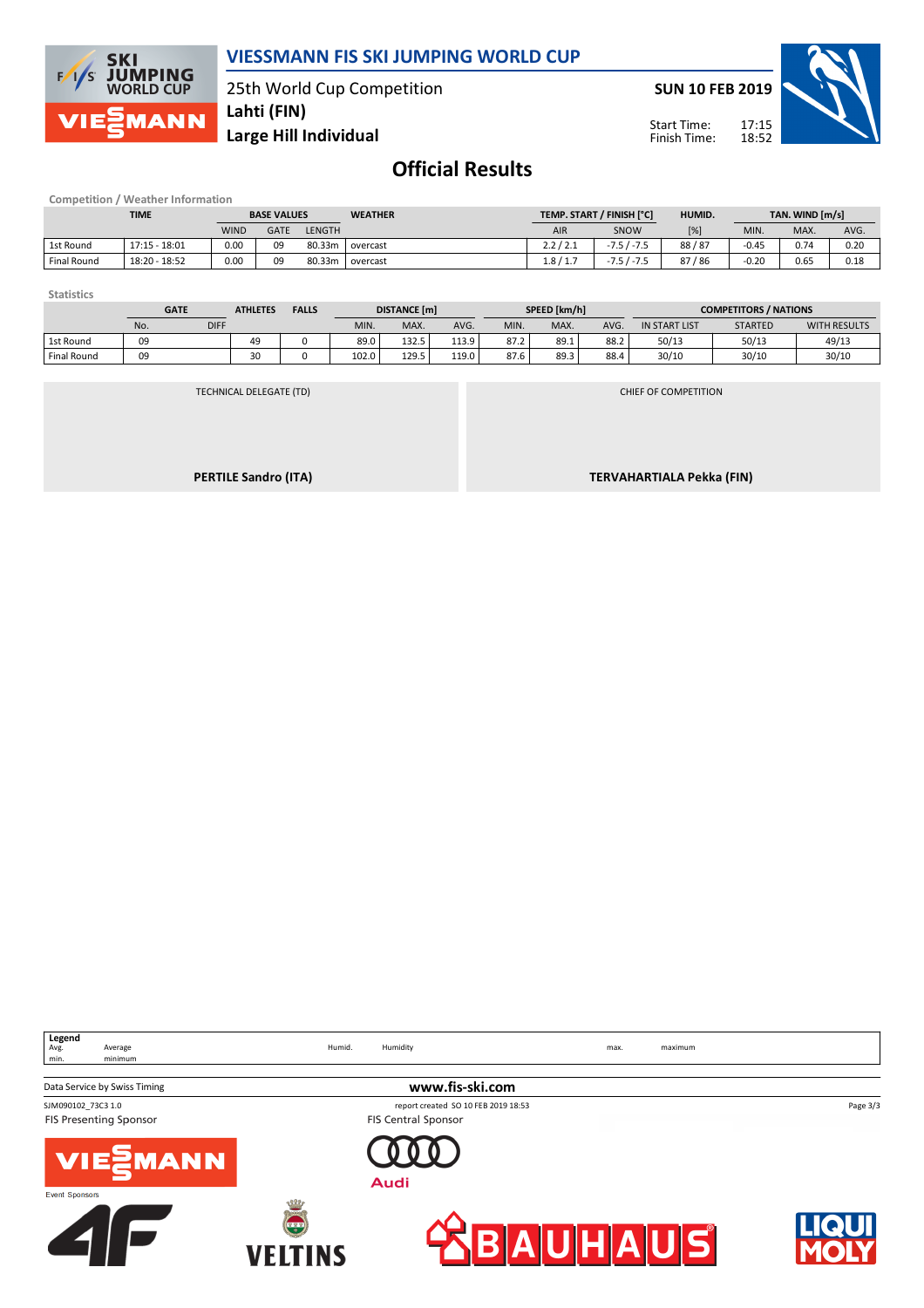# VIESSMANN FIS SKI JUMPING WORLD CUP

25th World Cup Competition
**Lahti (FIN)**
**Large Hill Individual**

**SUN 10 FEB 2019**

Start Time: 17:15
Finish Time: 18:52

## Official Results

Competition / Weather Information

| | TIME | BASE VALUES | | | WEATHER | TEMP. START / FINISH [°C] | | HUMID. | TAN. WIND [m/s] | | |
|---|---|---|---|---|---|---|---|---|---|---|---|
| | | WIND | GATE | LENGTH | | AIR | SNOW | [%] | MIN. | MAX. | AVG. |
| 1st Round | 17:15 - 18:01 | 0.00 | 09 | 80.33m | overcast | 2.2 / 2.1 | -7.5 / -7.5 | 88 / 87 | -0.45 | 0.74 | 0.20 |
| Final Round | 18:20 - 18:52 | 0.00 | 09 | 80.33m | overcast | 1.8 / 1.7 | -7.5 / -7.5 | 87 / 86 | -0.20 | 0.65 | 0.18 |

Statistics

| | GATE | | ATHLETES | FALLS | DISTANCE [m] | | | SPEED [km/h] | | | COMPETITORS / NATIONS | | |
|---|---|---|---|---|---|---|---|---|---|---|---|---|---|
| | No. | DIFF | | | MIN. | MAX. | AVG. | MIN. | MAX. | AVG. | IN START LIST | STARTED | WITH RESULTS |
| 1st Round | 09 | | 49 | 0 | 89.0 | 132.5 | 113.9 | 87.2 | 89.1 | 88.2 | 50/13 | 50/13 | 49/13 |
| Final Round | 09 | | 30 | 0 | 102.0 | 129.5 | 119.0 | 87.6 | 89.3 | 88.4 | 30/10 | 30/10 | 30/10 |

TECHNICAL DELEGATE (TD)

**PERTILE Sandro (ITA)**

CHIEF OF COMPETITION

**TERVAHARTIALA Pekka (FIN)**

**Legend**
Avg. Average
min. minimum
Humid. Humidity
max. maximum

Data Service by Swiss Timing
www.fis-ski.com
SJM090102_73C3 1.0
report created SO 10 FEB 2019 18:53
FIS Presenting Sponsor
FIS Central Sponsor
Event Sponsors